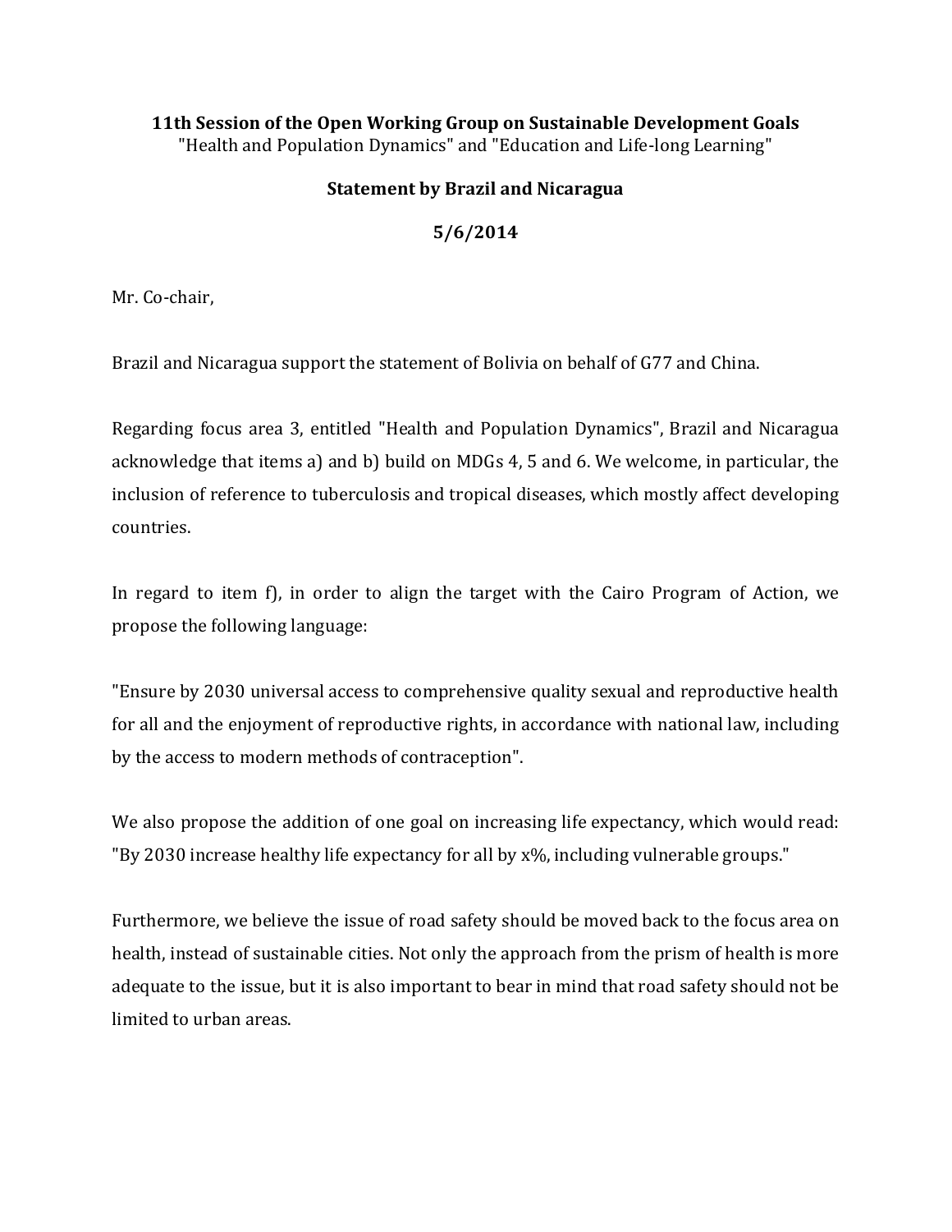**11th Session of the Open Working Group on Sustainable Development Goals**

"Health and Population Dynamics" and "Education and Life-long Learning"

**Statement by Brazil and Nicaragua**

**5/6/2014**

Mr. Co-chair,

Brazil and Nicaragua support the statement of Bolivia on behalf of G77 and China.

Regarding focus area 3, entitled "Health and Population Dynamics", Brazil and Nicaragua acknowledge that items a) and b) build on MDGs 4, 5 and 6. We welcome, in particular, the inclusion of reference to tuberculosis and tropical diseases, which mostly affect developing countries.

In regard to item f), in order to align the target with the Cairo Program of Action, we propose the following language:

"Ensure by 2030 universal access to comprehensive quality sexual and reproductive health for all and the enjoyment of reproductive rights, in accordance with national law, including by the access to modern methods of contraception".

We also propose the addition of one goal on increasing life expectancy, which would read: "By 2030 increase healthy life expectancy for all by x%, including vulnerable groups."

Furthermore, we believe the issue of road safety should be moved back to the focus area on health, instead of sustainable cities. Not only the approach from the prism of health is more adequate to the issue, but it is also important to bear in mind that road safety should not be limited to urban areas.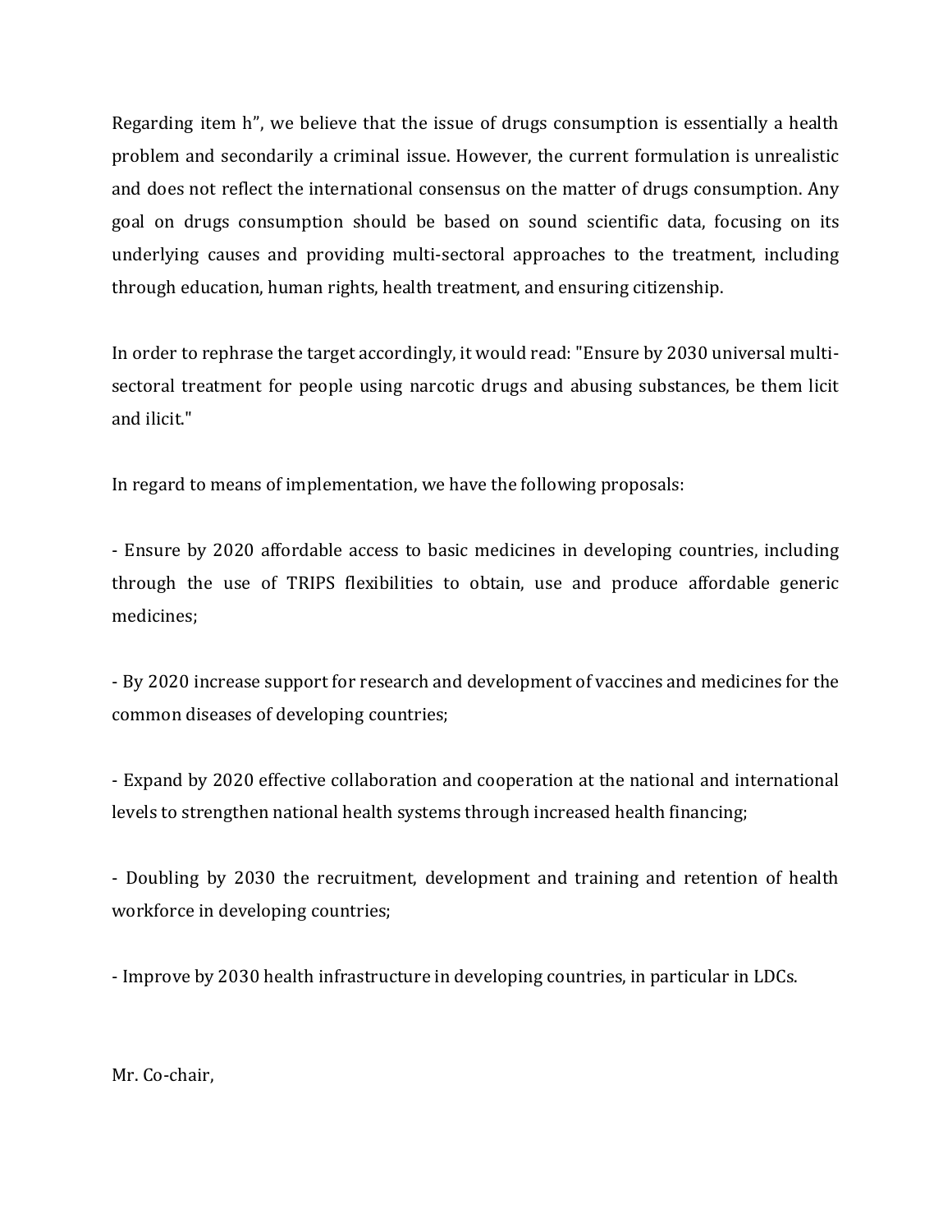Regarding item h", we believe that the issue of drugs consumption is essentially a health problem and secondarily a criminal issue. However, the current formulation is unrealistic and does not reflect the international consensus on the matter of drugs consumption. Any goal on drugs consumption should be based on sound scientific data, focusing on its underlying causes and providing multi-sectoral approaches to the treatment, including through education, human rights, health treatment, and ensuring citizenship.

In order to rephrase the target accordingly, it would read: "Ensure by 2030 universal multi-sectoral treatment for people using narcotic drugs and abusing substances, be them licit and ilicit."

In regard to means of implementation, we have the following proposals:

- Ensure by 2020 affordable access to basic medicines in developing countries, including through the use of TRIPS flexibilities to obtain, use and produce affordable generic medicines;

- By 2020 increase support for research and development of vaccines and medicines for the common diseases of developing countries;

- Expand by 2020 effective collaboration and cooperation at the national and international levels to strengthen national health systems through increased health financing;

- Doubling by 2030 the recruitment, development and training and retention of health workforce in developing countries;

- Improve by 2030 health infrastructure in developing countries, in particular in LDCs.

Mr. Co-chair,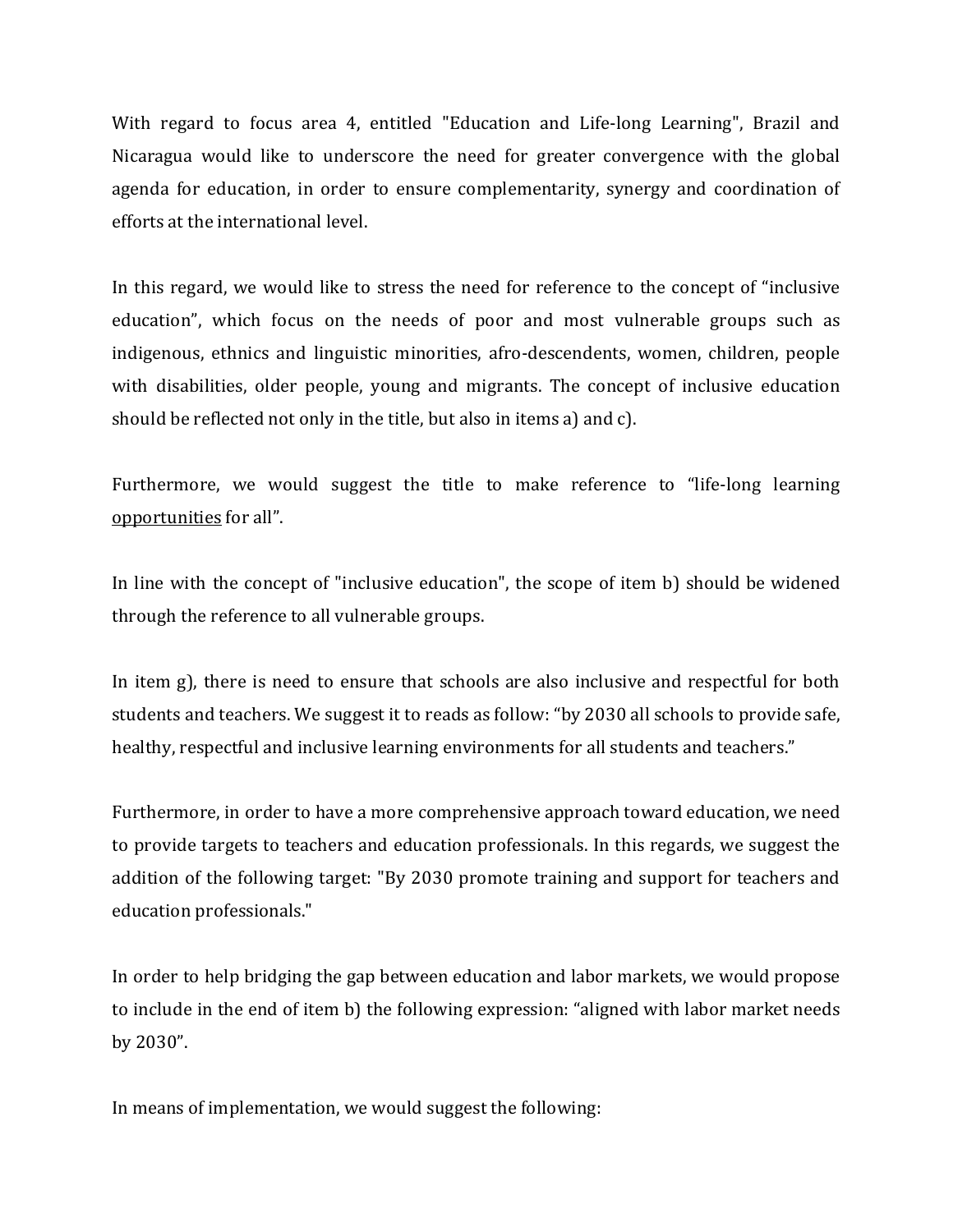With regard to focus area 4, entitled "Education and Life-long Learning", Brazil and Nicaragua would like to underscore the need for greater convergence with the global agenda for education, in order to ensure complementarity, synergy and coordination of efforts at the international level.

In this regard, we would like to stress the need for reference to the concept of "inclusive education", which focus on the needs of poor and most vulnerable groups such as indigenous, ethnics and linguistic minorities, afro-descendents, women, children, people with disabilities, older people, young and migrants. The concept of inclusive education should be reflected not only in the title, but also in items a) and c).

Furthermore, we would suggest the title to make reference to "life-long learning <u>opportunities</u> for all".

In line with the concept of "inclusive education", the scope of item b) should be widened through the reference to all vulnerable groups.

In item g), there is need to ensure that schools are also inclusive and respectful for both students and teachers. We suggest it to reads as follow: "by 2030 all schools to provide safe, healthy, respectful and inclusive learning environments for all students and teachers."

Furthermore, in order to have a more comprehensive approach toward education, we need to provide targets to teachers and education professionals. In this regards, we suggest the addition of the following target: "By 2030 promote training and support for teachers and education professionals."

In order to help bridging the gap between education and labor markets, we would propose to include in the end of item b) the following expression: "aligned with labor market needs by 2030".

In means of implementation, we would suggest the following: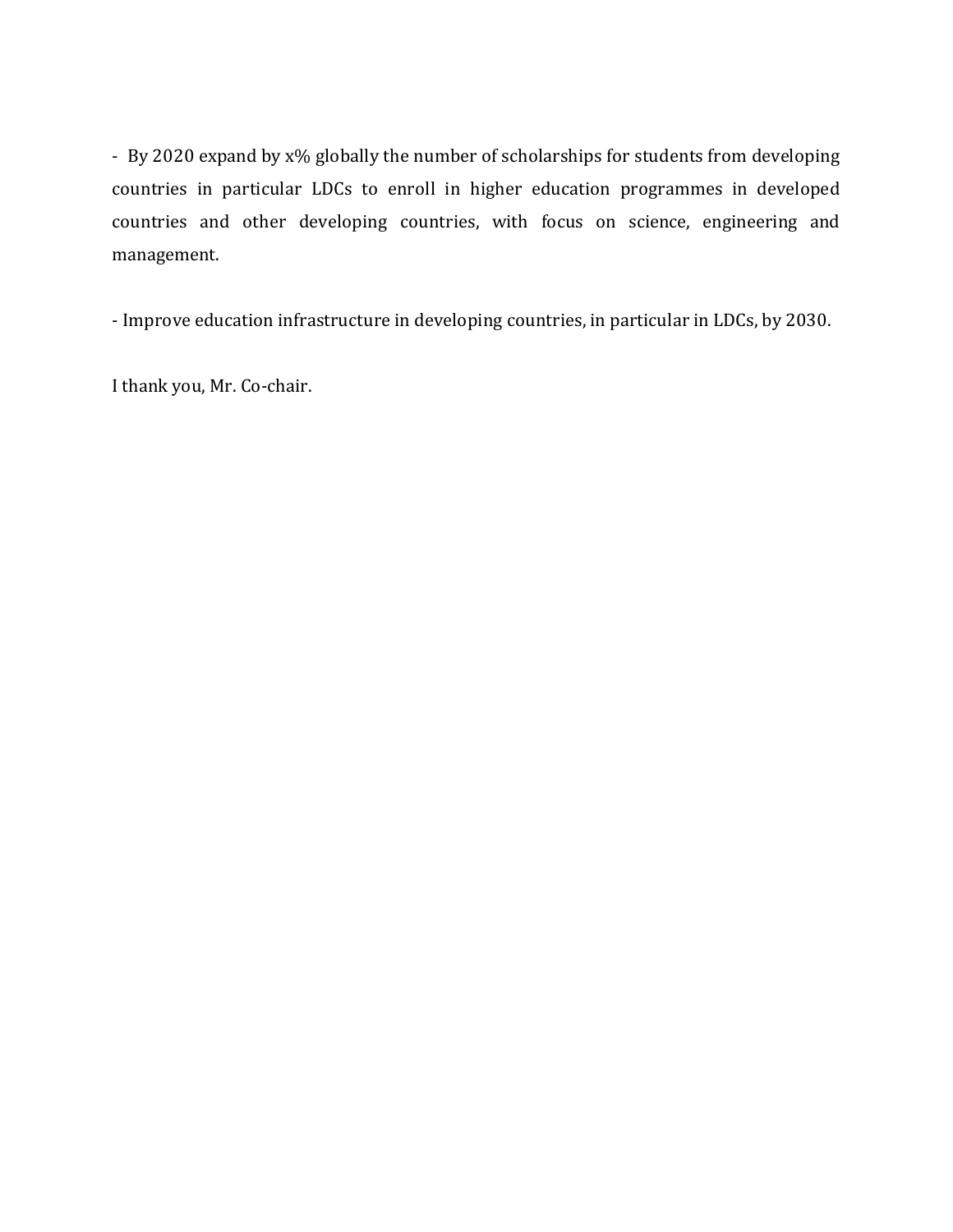- By 2020 expand by x% globally the number of scholarships for students from developing countries in particular LDCs to enroll in higher education programmes in developed countries and other developing countries, with focus on science, engineering and management.

- Improve education infrastructure in developing countries, in particular in LDCs, by 2030.

I thank you, Mr. Co-chair.